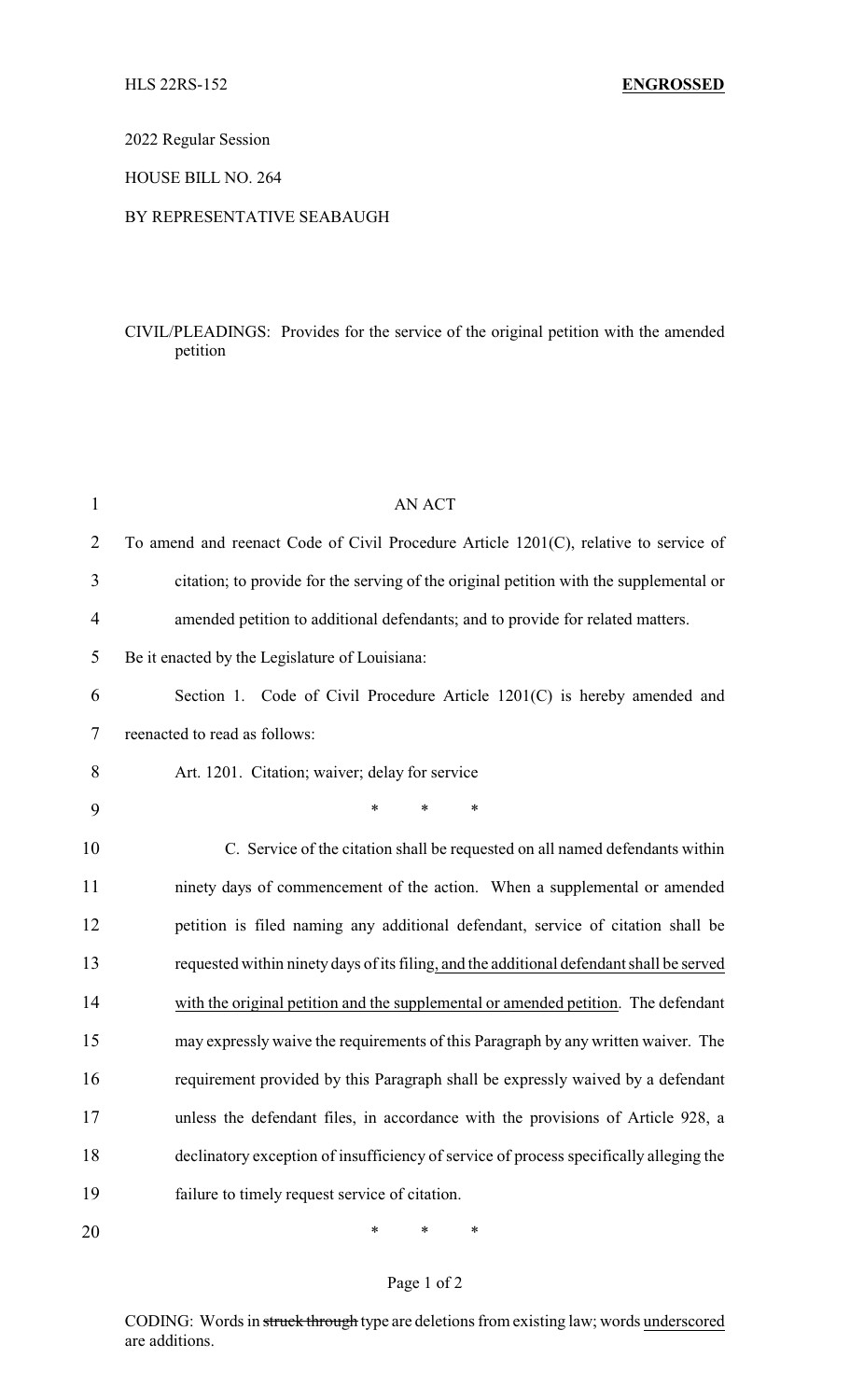HLS 22RS-152 **ENGROSSED**

2022 Regular Session

HOUSE BILL NO. 264

BY REPRESENTATIVE SEABAUGH

CIVIL/PLEADINGS: Provides for the service of the original petition with the amended petition

AN ACT

To amend and reenact Code of Civil Procedure Article 1201(C), relative to service of citation; to provide for the serving of the original petition with the supplemental or amended petition to additional defendants; and to provide for related matters.

Be it enacted by the Legislature of Louisiana:

Section 1. Code of Civil Procedure Article 1201(C) is hereby amended and reenacted to read as follows:

Art. 1201. Citation; waiver; delay for service

\* \* \*

C. Service of the citation shall be requested on all named defendants within ninety days of commencement of the action. When a supplemental or amended petition is filed naming any additional defendant, service of citation shall be requested within ninety days of its filing<u>, and the additional defendant shall be served with the original petition and the supplemental or amended petition</u>. The defendant may expressly waive the requirements of this Paragraph by any written waiver. The requirement provided by this Paragraph shall be expressly waived by a defendant unless the defendant files, in accordance with the provisions of Article 928, a declinatory exception of insufficiency of service of process specifically alleging the failure to timely request service of citation.

\* \* \*

CODING: Words in ~~struck through~~ type are deletions from existing law; words <u>underscored</u> are additions.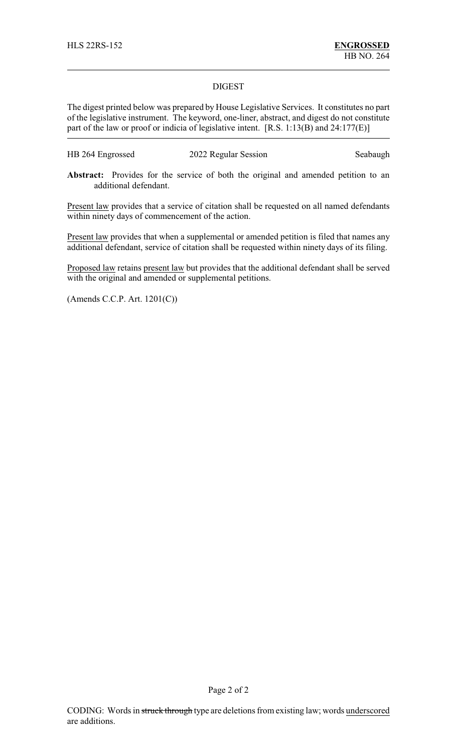# DIGEST

The digest printed below was prepared by House Legislative Services. It constitutes no part of the legislative instrument. The keyword, one-liner, abstract, and digest do not constitute part of the law or proof or indicia of legislative intent. [R.S. 1:13(B) and 24:177(E)]

HB 264 Engrossed 2022 Regular Session Seabaugh

**Abstract:** Provides for the service of both the original and amended petition to an additional defendant.

Present law provides that a service of citation shall be requested on all named defendants within ninety days of commencement of the action.

Present law provides that when a supplemental or amended petition is filed that names any additional defendant, service of citation shall be requested within ninety days of its filing.

Proposed law retains present law but provides that the additional defendant shall be served with the original and amended or supplemental petitions.

(Amends C.C.P. Art. 1201(C))

CODING: Words in ~~struck through~~ type are deletions from existing law; words underscored are additions.